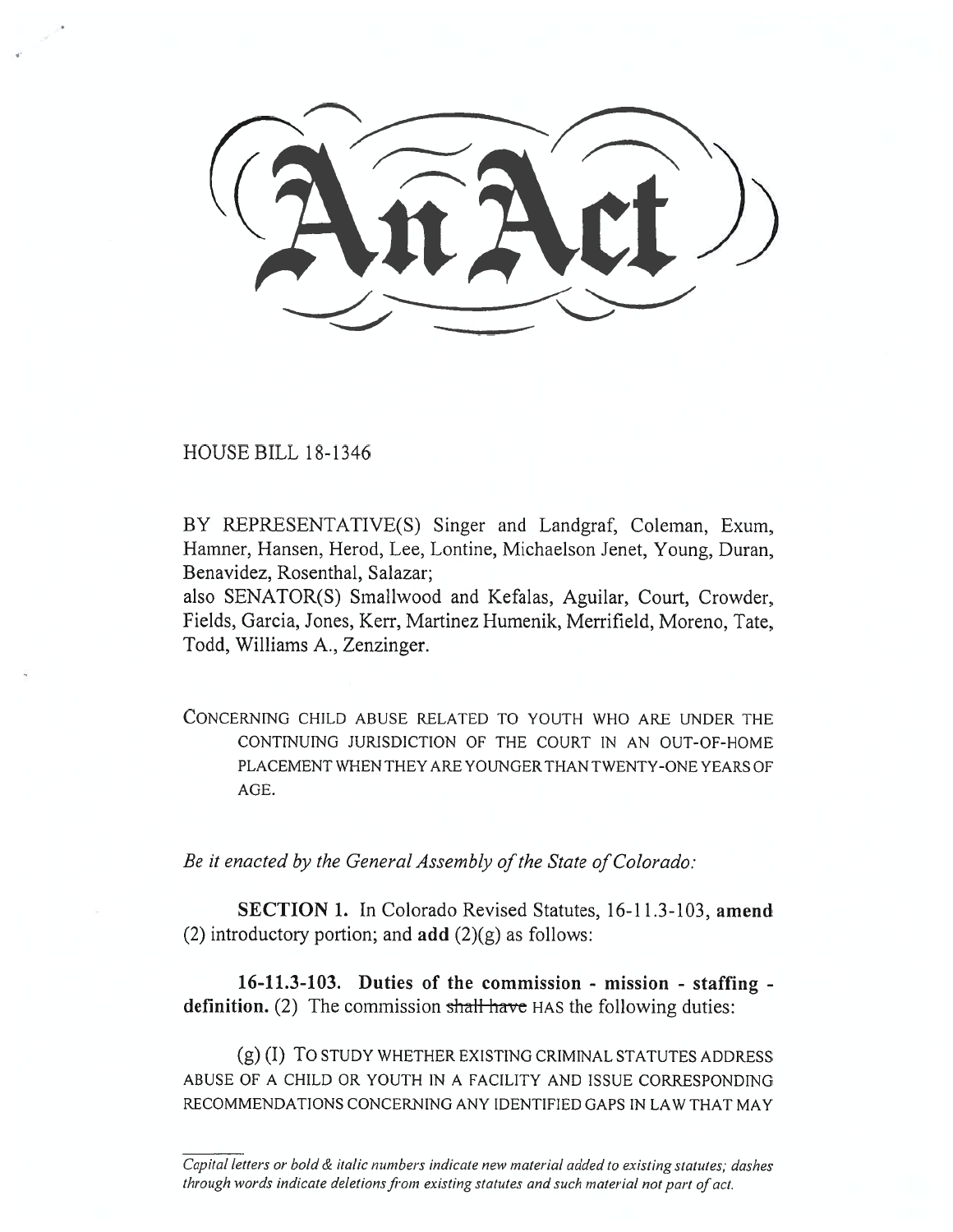# An Act

HOUSE BILL 18-1346

BY REPRESENTATIVE(S) Singer and Landgraf, Coleman, Exum, Hamner, Hansen, Herod, Lee, Lontine, Michaelson Jenet, Young, Duran, Benavidez, Rosenthal, Salazar;
also SENATOR(S) Smallwood and Kefalas, Aguilar, Court, Crowder, Fields, Garcia, Jones, Kerr, Martinez Humenik, Merrifield, Moreno, Tate, Todd, Williams A., Zenzinger.

CONCERNING CHILD ABUSE RELATED TO YOUTH WHO ARE UNDER THE CONTINUING JURISDICTION OF THE COURT IN AN OUT-OF-HOME PLACEMENT WHEN THEY ARE YOUNGER THAN TWENTY-ONE YEARS OF AGE.

*Be it enacted by the General Assembly of the State of Colorado:*

**SECTION 1.** In Colorado Revised Statutes, 16-11.3-103, **amend** (2) introductory portion; and **add** (2)(g) as follows:

**16-11.3-103. Duties of the commission - mission - staffing - definition.** (2) The commission ~~shall have~~ HAS the following duties:

(g) (I) TO STUDY WHETHER EXISTING CRIMINAL STATUTES ADDRESS ABUSE OF A CHILD OR YOUTH IN A FACILITY AND ISSUE CORRESPONDING RECOMMENDATIONS CONCERNING ANY IDENTIFIED GAPS IN LAW THAT MAY

*Capital letters or bold & italic numbers indicate new material added to existing statutes; dashes through words indicate deletions from existing statutes and such material not part of act.*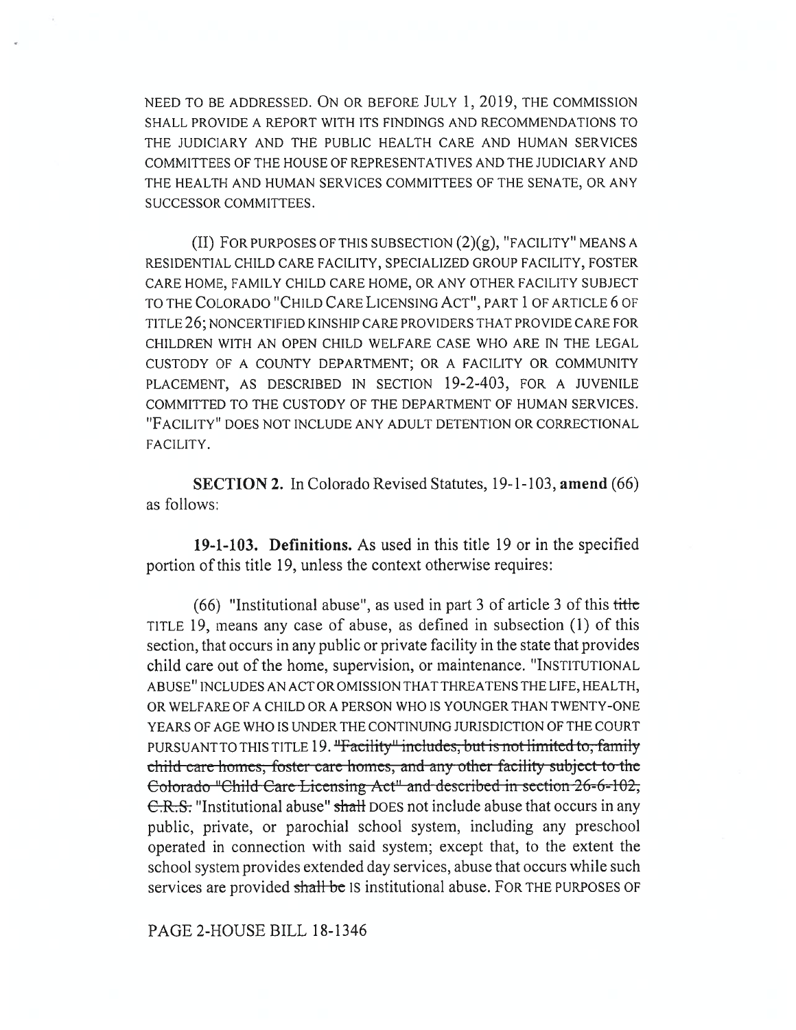NEED TO BE ADDRESSED. ON OR BEFORE JULY 1, 2019, THE COMMISSION SHALL PROVIDE A REPORT WITH ITS FINDINGS AND RECOMMENDATIONS TO THE JUDICIARY AND THE PUBLIC HEALTH CARE AND HUMAN SERVICES COMMITTEES OF THE HOUSE OF REPRESENTATIVES AND THE JUDICIARY AND THE HEALTH AND HUMAN SERVICES COMMITTEES OF THE SENATE, OR ANY SUCCESSOR COMMITTEES.

(II) FOR PURPOSES OF THIS SUBSECTION (2)(g), "FACILITY" MEANS A RESIDENTIAL CHILD CARE FACILITY, SPECIALIZED GROUP FACILITY, FOSTER CARE HOME, FAMILY CHILD CARE HOME, OR ANY OTHER FACILITY SUBJECT TO THE COLORADO "CHILD CARE LICENSING ACT", PART 1 OF ARTICLE 6 OF TITLE 26; NONCERTIFIED KINSHIP CARE PROVIDERS THAT PROVIDE CARE FOR CHILDREN WITH AN OPEN CHILD WELFARE CASE WHO ARE IN THE LEGAL CUSTODY OF A COUNTY DEPARTMENT; OR A FACILITY OR COMMUNITY PLACEMENT, AS DESCRIBED IN SECTION 19-2-403, FOR A JUVENILE COMMITTED TO THE CUSTODY OF THE DEPARTMENT OF HUMAN SERVICES. "FACILITY" DOES NOT INCLUDE ANY ADULT DETENTION OR CORRECTIONAL FACILITY.

**SECTION 2.** In Colorado Revised Statutes, 19-1-103, **amend** (66) as follows:

**19-1-103. Definitions.** As used in this title 19 or in the specified portion of this title 19, unless the context otherwise requires:

(66) "Institutional abuse", as used in part 3 of article 3 of this ~~title~~ TITLE 19, means any case of abuse, as defined in subsection (1) of this section, that occurs in any public or private facility in the state that provides child care out of the home, supervision, or maintenance. "INSTITUTIONAL ABUSE" INCLUDES AN ACT OR OMISSION THAT THREATENS THE LIFE, HEALTH, OR WELFARE OF A CHILD OR A PERSON WHO IS YOUNGER THAN TWENTY-ONE YEARS OF AGE WHO IS UNDER THE CONTINUING JURISDICTION OF THE COURT PURSUANT TO THIS TITLE 19. ~~"Facility" includes, but is not limited to, family child care homes, foster care homes, and any other facility subject to the Colorado "Child Care Licensing Act" and described in section 26-6-102, C.R.S.~~ "Institutional abuse" ~~shall~~ DOES not include abuse that occurs in any public, private, or parochial school system, including any preschool operated in connection with said system; except that, to the extent the school system provides extended day services, abuse that occurs while such services are provided ~~shall be~~ IS institutional abuse. FOR THE PURPOSES OF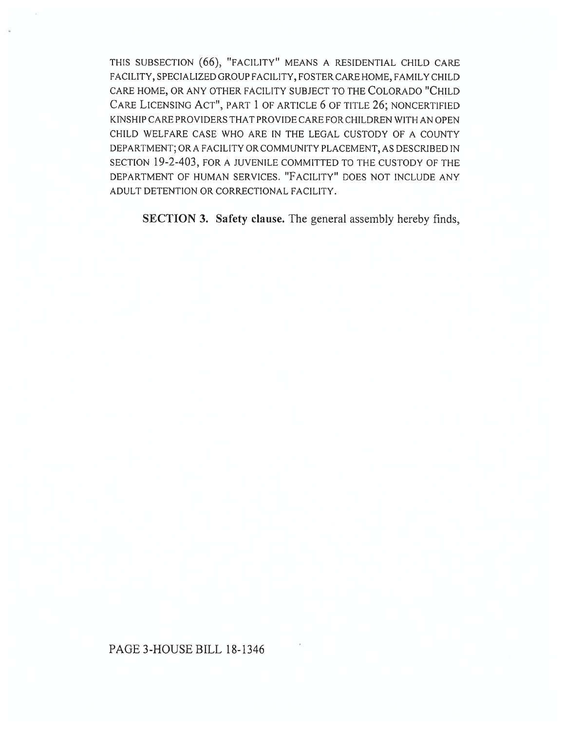THIS SUBSECTION (66), "FACILITY" MEANS A RESIDENTIAL CHILD CARE FACILITY, SPECIALIZED GROUP FACILITY, FOSTER CARE HOME, FAMILY CHILD CARE HOME, OR ANY OTHER FACILITY SUBJECT TO THE COLORADO "CHILD CARE LICENSING ACT", PART 1 OF ARTICLE 6 OF TITLE 26; NONCERTIFIED KINSHIP CARE PROVIDERS THAT PROVIDE CARE FOR CHILDREN WITH AN OPEN CHILD WELFARE CASE WHO ARE IN THE LEGAL CUSTODY OF A COUNTY DEPARTMENT; OR A FACILITY OR COMMUNITY PLACEMENT, AS DESCRIBED IN SECTION 19-2-403, FOR A JUVENILE COMMITTED TO THE CUSTODY OF THE DEPARTMENT OF HUMAN SERVICES. "FACILITY" DOES NOT INCLUDE ANY ADULT DETENTION OR CORRECTIONAL FACILITY.

**SECTION 3. Safety clause.** The general assembly hereby finds,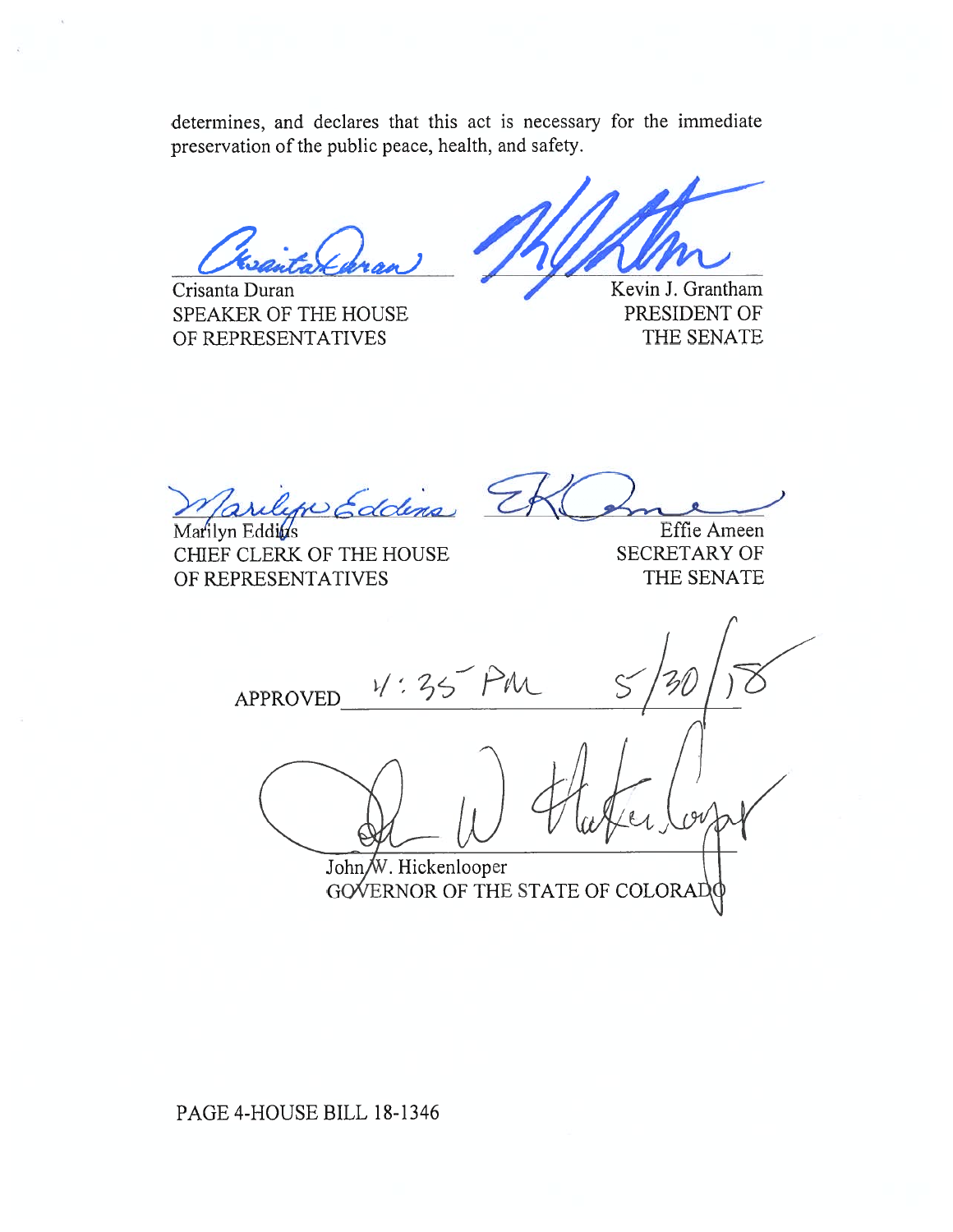determines, and declares that this act is necessary for the immediate preservation of the public peace, health, and safety.

Crisanta Duran
SPEAKER OF THE HOUSE
OF REPRESENTATIVES

Kevin J. Grantham
PRESIDENT OF
THE SENATE

Marilyn Eddins
CHIEF CLERK OF THE HOUSE
OF REPRESENTATIVES

Effie Ameen
SECRETARY OF
THE SENATE

APPROVED 4:35 PM 5/30/18

John W. Hickenlooper
GOVERNOR OF THE STATE OF COLORADO

PAGE 4-HOUSE BILL 18-1346